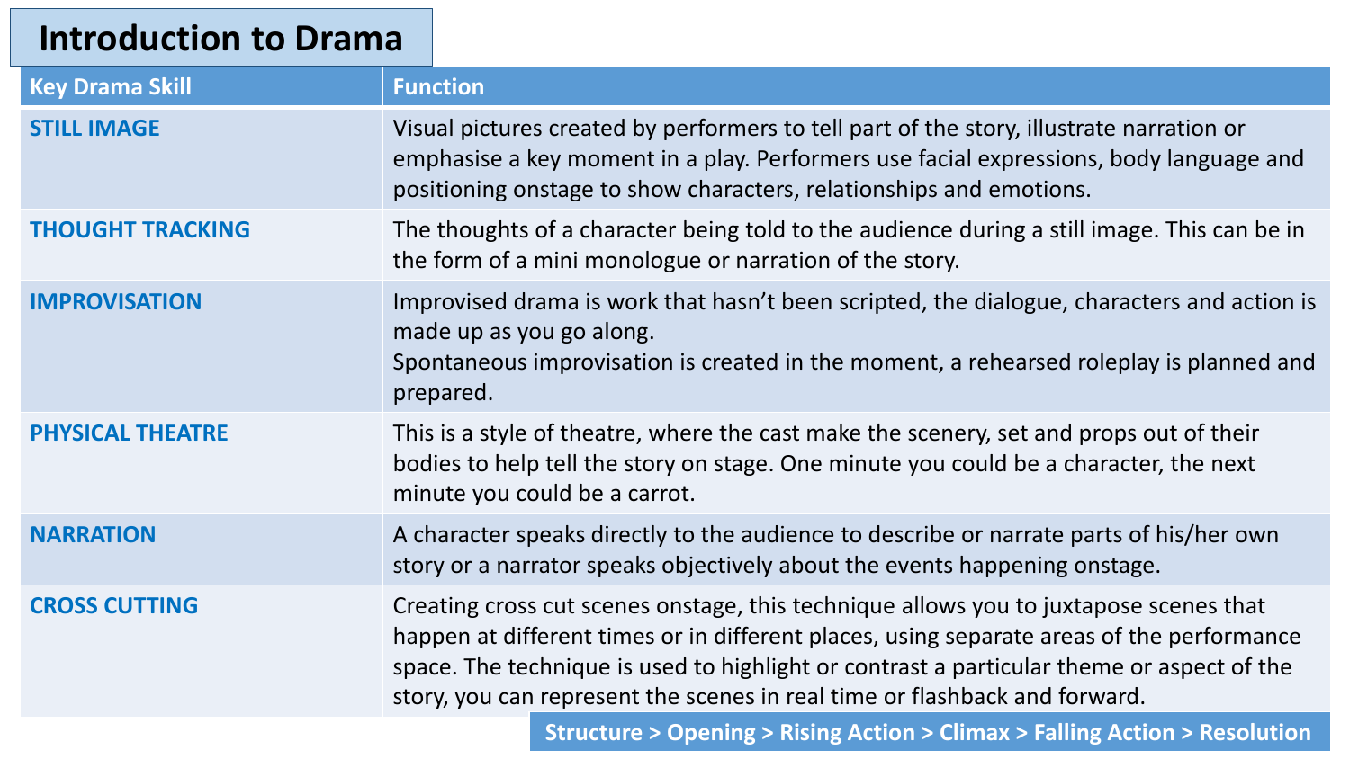# Introduction to Drama

| Key Drama Skill | Function |
|---|---|
| **STILL IMAGE** | Visual pictures created by performers to tell part of the story, illustrate narration or emphasise a key moment in a play. Performers use facial expressions, body language and positioning onstage to show characters, relationships and emotions. |
| **THOUGHT TRACKING** | The thoughts of a character being told to the audience during a still image. This can be in the form of a mini monologue or narration of the story. |
| **IMPROVISATION** | Improvised drama is work that hasn't been scripted, the dialogue, characters and action is made up as you go along.<br>Spontaneous improvisation is created in the moment, a rehearsed roleplay is planned and prepared. |
| **PHYSICAL THEATRE** | This is a style of theatre, where the cast make the scenery, set and props out of their bodies to help tell the story on stage. One minute you could be a character, the next minute you could be a carrot. |
| **NARRATION** | A character speaks directly to the audience to describe or narrate parts of his/her own story or a narrator speaks objectively about the events happening onstage. |
| **CROSS CUTTING** | Creating cross cut scenes onstage, this technique allows you to juxtapose scenes that happen at different times or in different places, using separate areas of the performance space. The technique is used to highlight or contrast a particular theme or aspect of the story, you can represent the scenes in real time or flashback and forward. |

**Structure > Opening > Rising Action > Climax > Falling Action > Resolution**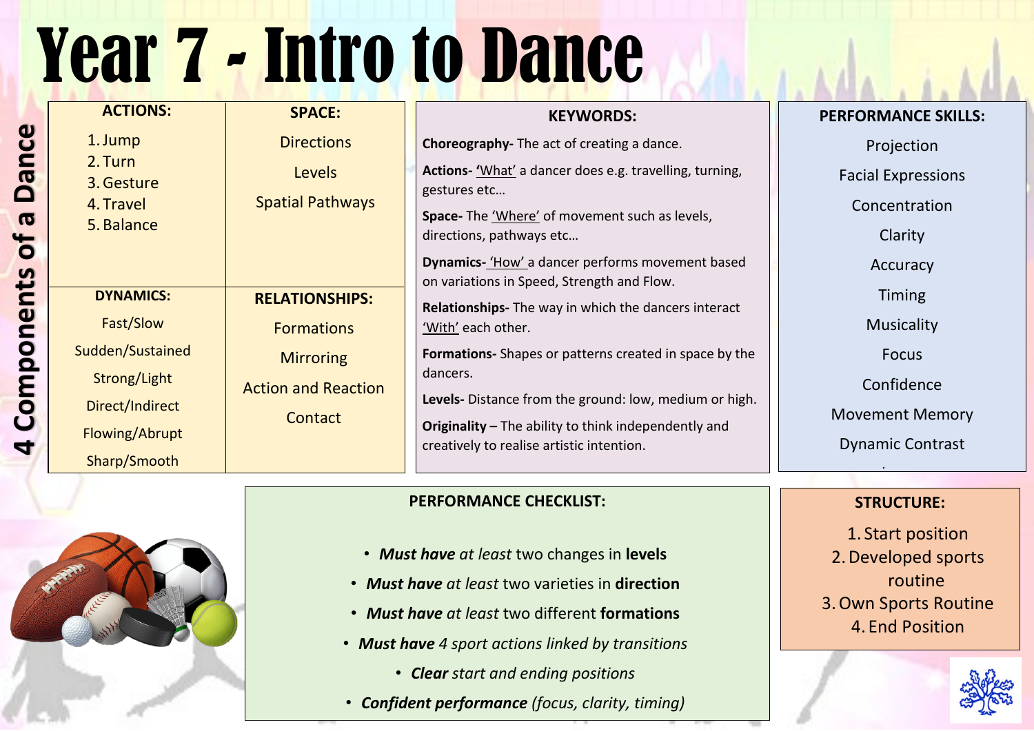# Year 7 - Intro to Dance

## 4 Components of a Dance

| ACTIONS: | SPACE: |
|---|---|
| 1. Jump<br>2. Turn<br>3. Gesture<br>4. Travel<br>5. Balance | Directions<br>Levels<br>Spatial Pathways |
| **DYNAMICS:** | **RELATIONSHIPS:** |
| Fast/Slow<br>Sudden/Sustained<br>Strong/Light<br>Direct/Indirect<br>Flowing/Abrupt<br>Sharp/Smooth | Formations<br>Mirroring<br>Action and Reaction<br>Contact |

## KEYWORDS:

**Choreography-** The act of creating a dance.

**Actions- '**What' a dancer does e.g. travelling, turning, gestures etc…

**Space-** The 'Where' of movement such as levels, directions, pathways etc…

**Dynamics-** 'How' a dancer performs movement based on variations in Speed, Strength and Flow.

**Relationships-** The way in which the dancers interact 'With' each other.

**Formations-** Shapes or patterns created in space by the dancers.

**Levels-** Distance from the ground: low, medium or high.

**Originality –** The ability to think independently and creatively to realise artistic intention.

## PERFORMANCE SKILLS:

Projection

Facial Expressions

Concentration

Clarity

Accuracy

Timing

Musicality

Focus

Confidence

Movement Memory

Dynamic Contrast

## PERFORMANCE CHECKLIST:

- ***Must have*** *at least* two changes in **levels**
- ***Must have*** *at least* two varieties in **direction**
- ***Must have*** *at least* two different **formations**
- ***Must have*** *4 sport actions linked by transitions*
- ***Clear*** *start and ending positions*
- ***Confident performance*** *(focus, clarity, timing)*

## STRUCTURE:

1. Start position
2. Developed sports routine
3. Own Sports Routine
4. End Position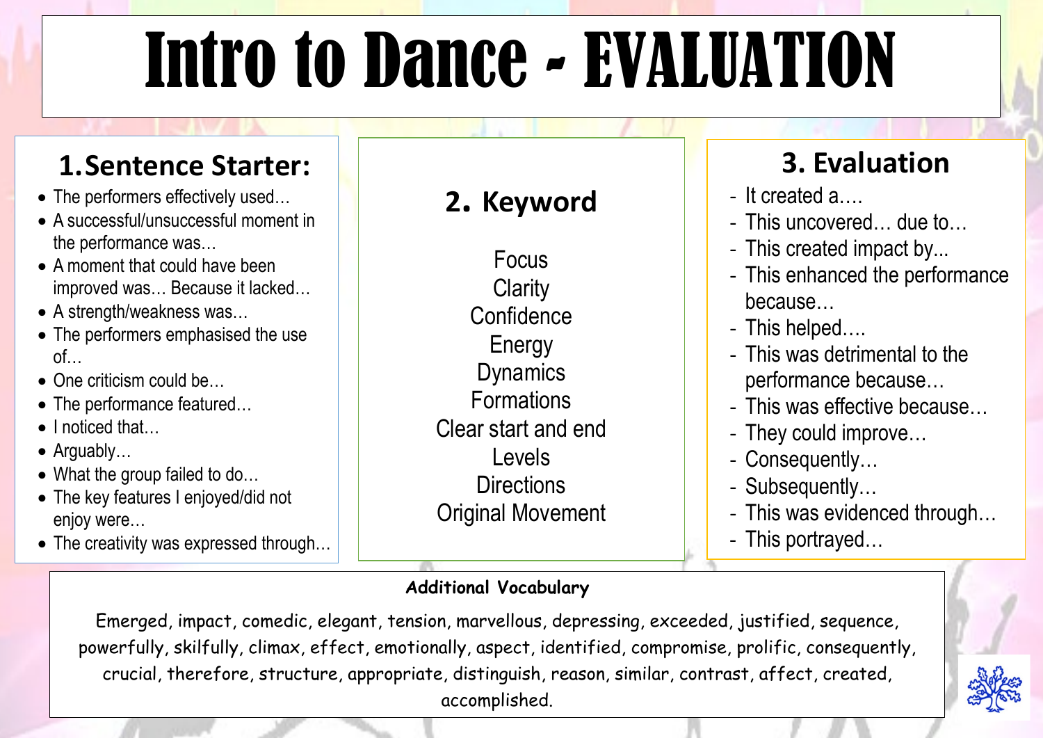# Intro to Dance - EVALUATION

## 1. Sentence Starter:

- The performers effectively used…
- A successful/unsuccessful moment in the performance was…
- A moment that could have been improved was… Because it lacked…
- A strength/weakness was…
- The performers emphasised the use of…
- One criticism could be…
- The performance featured…
- I noticed that…
- Arguably…
- What the group failed to do…
- The key features I enjoyed/did not enjoy were…
- The creativity was expressed through…

## 2. Keyword

Focus
Clarity
Confidence
Energy
Dynamics
Formations
Clear start and end
Levels
Directions
Original Movement

## 3. Evaluation

- It created a….
- This uncovered… due to…
- This created impact by...
- This enhanced the performance because…
- This helped….
- This was detrimental to the performance because…
- This was effective because…
- They could improve…
- Consequently…
- Subsequently…
- This was evidenced through…
- This portrayed…

**Additional Vocabulary**

Emerged, impact, comedic, elegant, tension, marvellous, depressing, exceeded, justified, sequence, powerfully, skilfully, climax, effect, emotionally, aspect, identified, compromise, prolific, consequently, crucial, therefore, structure, appropriate, distinguish, reason, similar, contrast, affect, created, accomplished.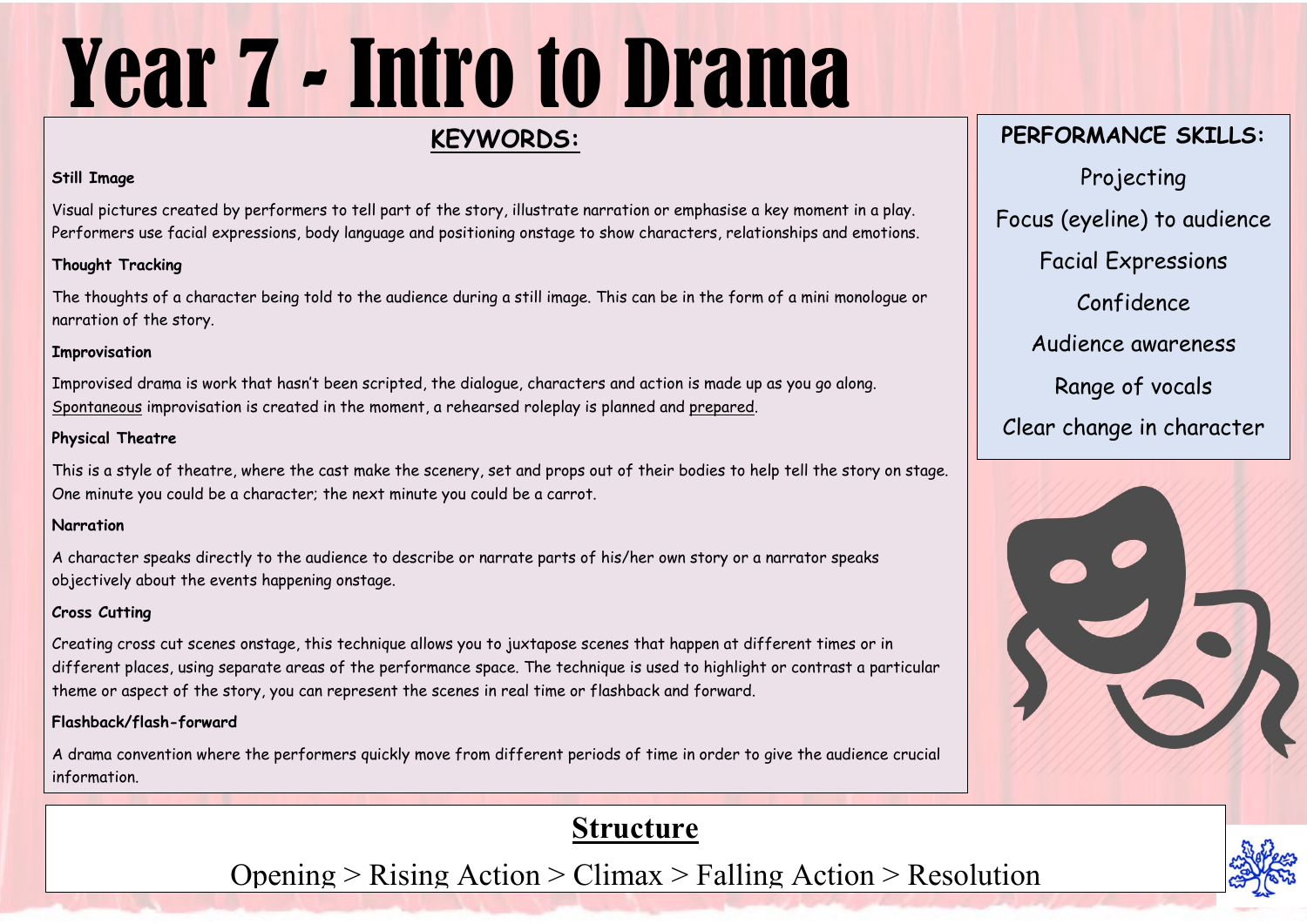# Year 7 - Intro to Drama

## KEYWORDS:

**Still Image**

Visual pictures created by performers to tell part of the story, illustrate narration or emphasise a key moment in a play. Performers use facial expressions, body language and positioning onstage to show characters, relationships and emotions.

**Thought Tracking**

The thoughts of a character being told to the audience during a still image. This can be in the form of a mini monologue or narration of the story.

**Improvisation**

Improvised drama is work that hasn't been scripted, the dialogue, characters and action is made up as you go along. Spontaneous improvisation is created in the moment, a rehearsed roleplay is planned and prepared.

**Physical Theatre**

This is a style of theatre, where the cast make the scenery, set and props out of their bodies to help tell the story on stage. One minute you could be a character; the next minute you could be a carrot.

**Narration**

A character speaks directly to the audience to describe or narrate parts of his/her own story or a narrator speaks objectively about the events happening onstage.

**Cross Cutting**

Creating cross cut scenes onstage, this technique allows you to juxtapose scenes that happen at different times or in different places, using separate areas of the performance space. The technique is used to highlight or contrast a particular theme or aspect of the story, you can represent the scenes in real time or flashback and forward.

**Flashback/flash-forward**

A drama convention where the performers quickly move from different periods of time in order to give the audience crucial information.

## PERFORMANCE SKILLS:

- Projecting
- Focus (eyeline) to audience
- Facial Expressions
- Confidence
- Audience awareness
- Range of vocals
- Clear change in character

## Structure

Opening > Rising Action > Climax > Falling Action > Resolution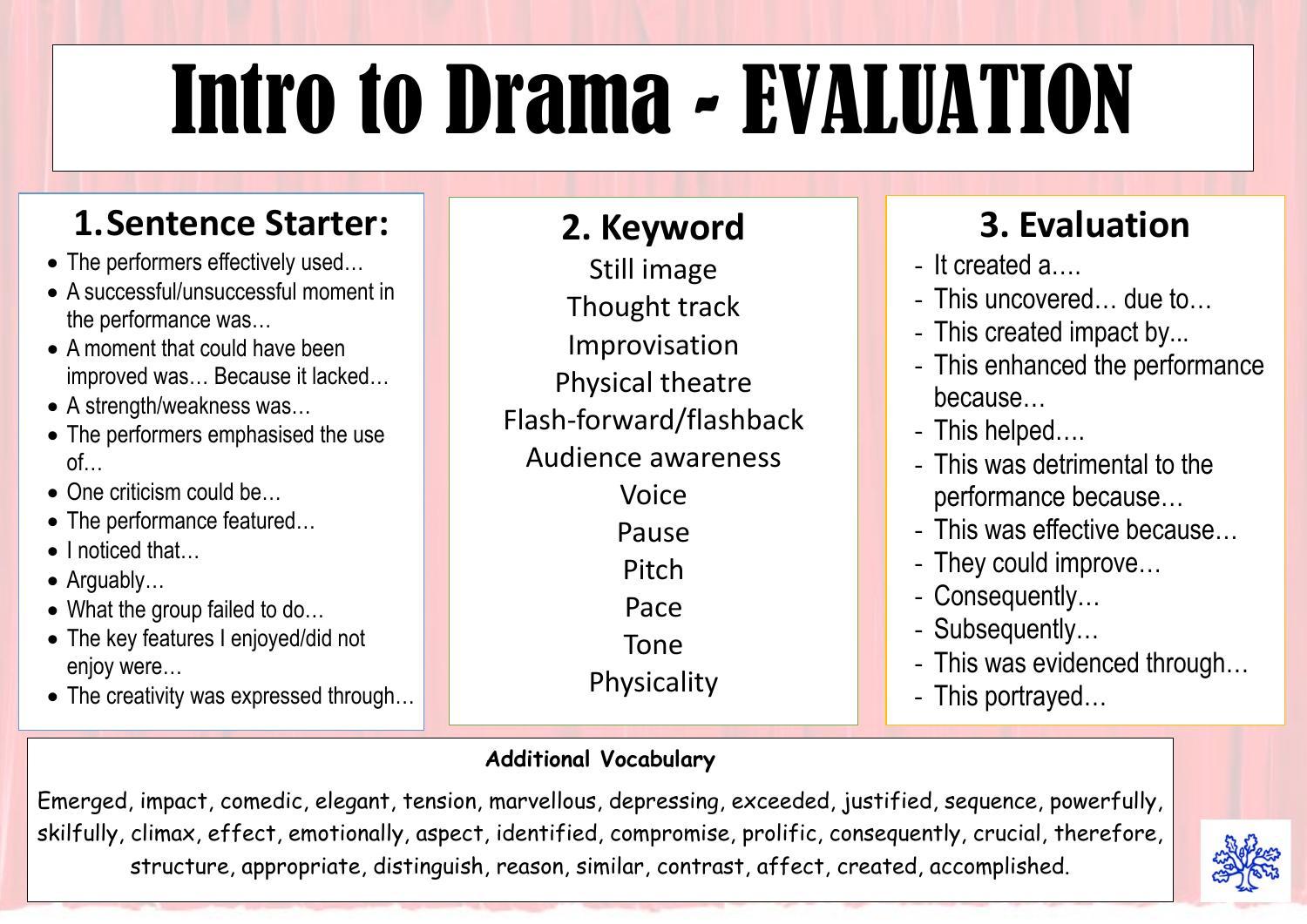# Intro to Drama - EVALUATION

## 1. Sentence Starter:

- The performers effectively used…
- A successful/unsuccessful moment in the performance was…
- A moment that could have been improved was… Because it lacked…
- A strength/weakness was…
- The performers emphasised the use of…
- One criticism could be…
- The performance featured…
- I noticed that…
- Arguably…
- What the group failed to do…
- The key features I enjoyed/did not enjoy were…
- The creativity was expressed through…

## 2. Keyword

Still image

Thought track

Improvisation

Physical theatre

Flash-forward/flashback

Audience awareness

Voice

Pause

Pitch

Pace

Tone

Physicality

## 3. Evaluation

- It created a….
- This uncovered… due to…
- This created impact by...
- This enhanced the performance because…
- This helped….
- This was detrimental to the performance because…
- This was effective because…
- They could improve…
- Consequently…
- Subsequently…
- This was evidenced through…
- This portrayed…

**Additional Vocabulary**

Emerged, impact, comedic, elegant, tension, marvellous, depressing, exceeded, justified, sequence, powerfully, skilfully, climax, effect, emotionally, aspect, identified, compromise, prolific, consequently, crucial, therefore, structure, appropriate, distinguish, reason, similar, contrast, affect, created, accomplished.